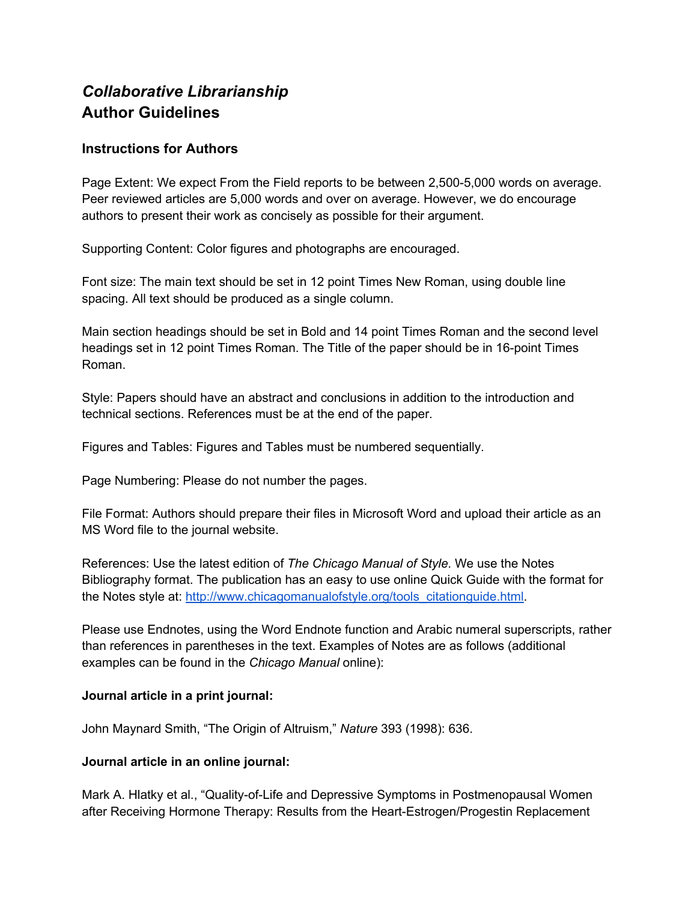# *Collaborative Librarianship*
# Author Guidelines

## Instructions for Authors

Page Extent: We expect From the Field reports to be between 2,500-5,000 words on average. Peer reviewed articles are 5,000 words and over on average. However, we do encourage authors to present their work as concisely as possible for their argument.

Supporting Content: Color figures and photographs are encouraged.

Font size: The main text should be set in 12 point Times New Roman, using double line spacing. All text should be produced as a single column.

Main section headings should be set in Bold and 14 point Times Roman and the second level headings set in 12 point Times Roman. The Title of the paper should be in 16-point Times Roman.

Style: Papers should have an abstract and conclusions in addition to the introduction and technical sections. References must be at the end of the paper.

Figures and Tables: Figures and Tables must be numbered sequentially.

Page Numbering: Please do not number the pages.

File Format: Authors should prepare their files in Microsoft Word and upload their article as an MS Word file to the journal website.

References: Use the latest edition of *The Chicago Manual of Style*. We use the Notes Bibliography format. The publication has an easy to use online Quick Guide with the format for the Notes style at: [http://www.chicagomanualofstyle.org/tools_citationguide.html](http://www.chicagomanualofstyle.org/tools_citationguide.html).

Please use Endnotes, using the Word Endnote function and Arabic numeral superscripts, rather than references in parentheses in the text. Examples of Notes are as follows (additional examples can be found in the *Chicago Manual* online):

**Journal article in a print journal:**

John Maynard Smith, "The Origin of Altruism," *Nature* 393 (1998): 636.

**Journal article in an online journal:**

Mark A. Hlatky et al., "Quality-of-Life and Depressive Symptoms in Postmenopausal Women after Receiving Hormone Therapy: Results from the Heart-Estrogen/Progestin Replacement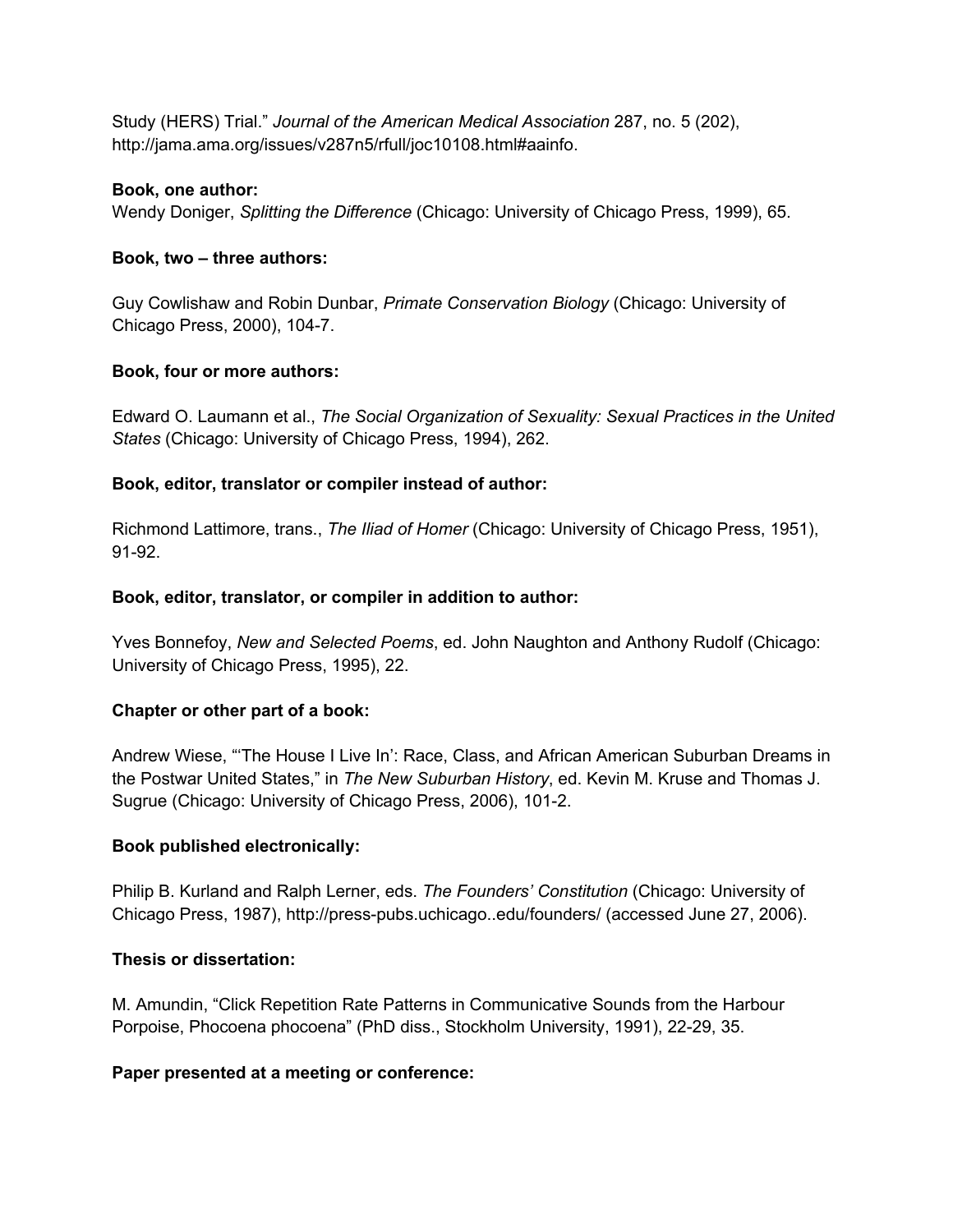Study (HERS) Trial." *Journal of the American Medical Association* 287, no. 5 (202), http://jama.ama.org/issues/v287n5/rfull/joc10108.html#aainfo.

**Book, one author:**
Wendy Doniger, *Splitting the Difference* (Chicago: University of Chicago Press, 1999), 65.

**Book, two – three authors:**

Guy Cowlishaw and Robin Dunbar, *Primate Conservation Biology* (Chicago: University of Chicago Press, 2000), 104-7.

**Book, four or more authors:**

Edward O. Laumann et al., *The Social Organization of Sexuality: Sexual Practices in the United States* (Chicago: University of Chicago Press, 1994), 262.

**Book, editor, translator or compiler instead of author:**

Richmond Lattimore, trans., *The Iliad of Homer* (Chicago: University of Chicago Press, 1951), 91-92.

**Book, editor, translator, or compiler in addition to author:**

Yves Bonnefoy, *New and Selected Poems*, ed. John Naughton and Anthony Rudolf (Chicago: University of Chicago Press, 1995), 22.

**Chapter or other part of a book:**

Andrew Wiese, "'The House I Live In': Race, Class, and African American Suburban Dreams in the Postwar United States," in *The New Suburban History*, ed. Kevin M. Kruse and Thomas J. Sugrue (Chicago: University of Chicago Press, 2006), 101-2.

**Book published electronically:**

Philip B. Kurland and Ralph Lerner, eds. *The Founders' Constitution* (Chicago: University of Chicago Press, 1987), http://press-pubs.uchicago..edu/founders/ (accessed June 27, 2006).

**Thesis or dissertation:**

M. Amundin, "Click Repetition Rate Patterns in Communicative Sounds from the Harbour Porpoise, Phocoena phocoena" (PhD diss., Stockholm University, 1991), 22-29, 35.

**Paper presented at a meeting or conference:**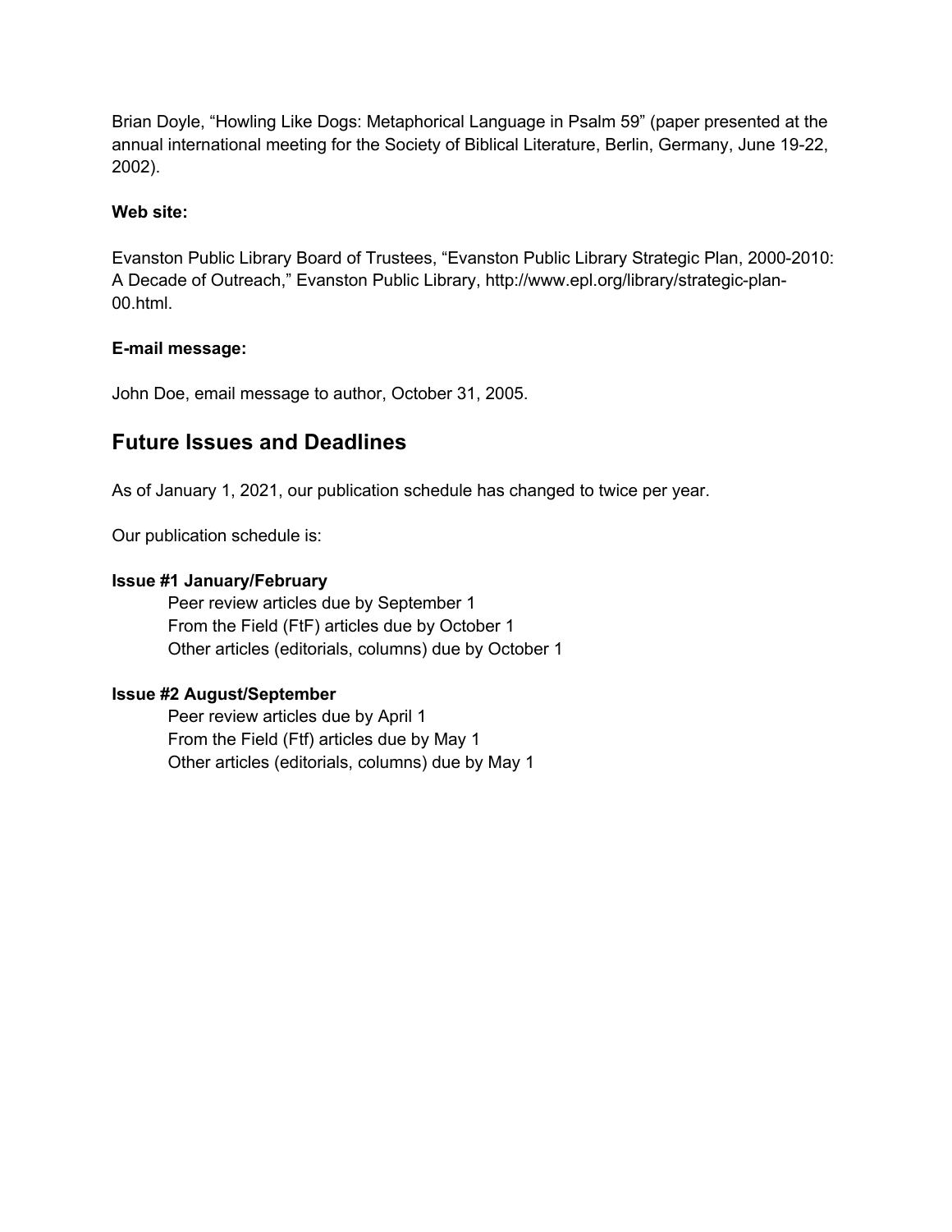Brian Doyle, "Howling Like Dogs: Metaphorical Language in Psalm 59" (paper presented at the annual international meeting for the Society of Biblical Literature, Berlin, Germany, June 19-22, 2002).

**Web site:**

Evanston Public Library Board of Trustees, "Evanston Public Library Strategic Plan, 2000-2010: A Decade of Outreach," Evanston Public Library, http://www.epl.org/library/strategic-plan-00.html.

**E-mail message:**

John Doe, email message to author, October 31, 2005.

## Future Issues and Deadlines

As of January 1, 2021, our publication schedule has changed to twice per year.

Our publication schedule is:

**Issue #1 January/February**

Peer review articles due by September 1
From the Field (FtF) articles due by October 1
Other articles (editorials, columns) due by October 1

**Issue #2 August/September**

Peer review articles due by April 1
From the Field (Ftf) articles due by May 1
Other articles (editorials, columns) due by May 1